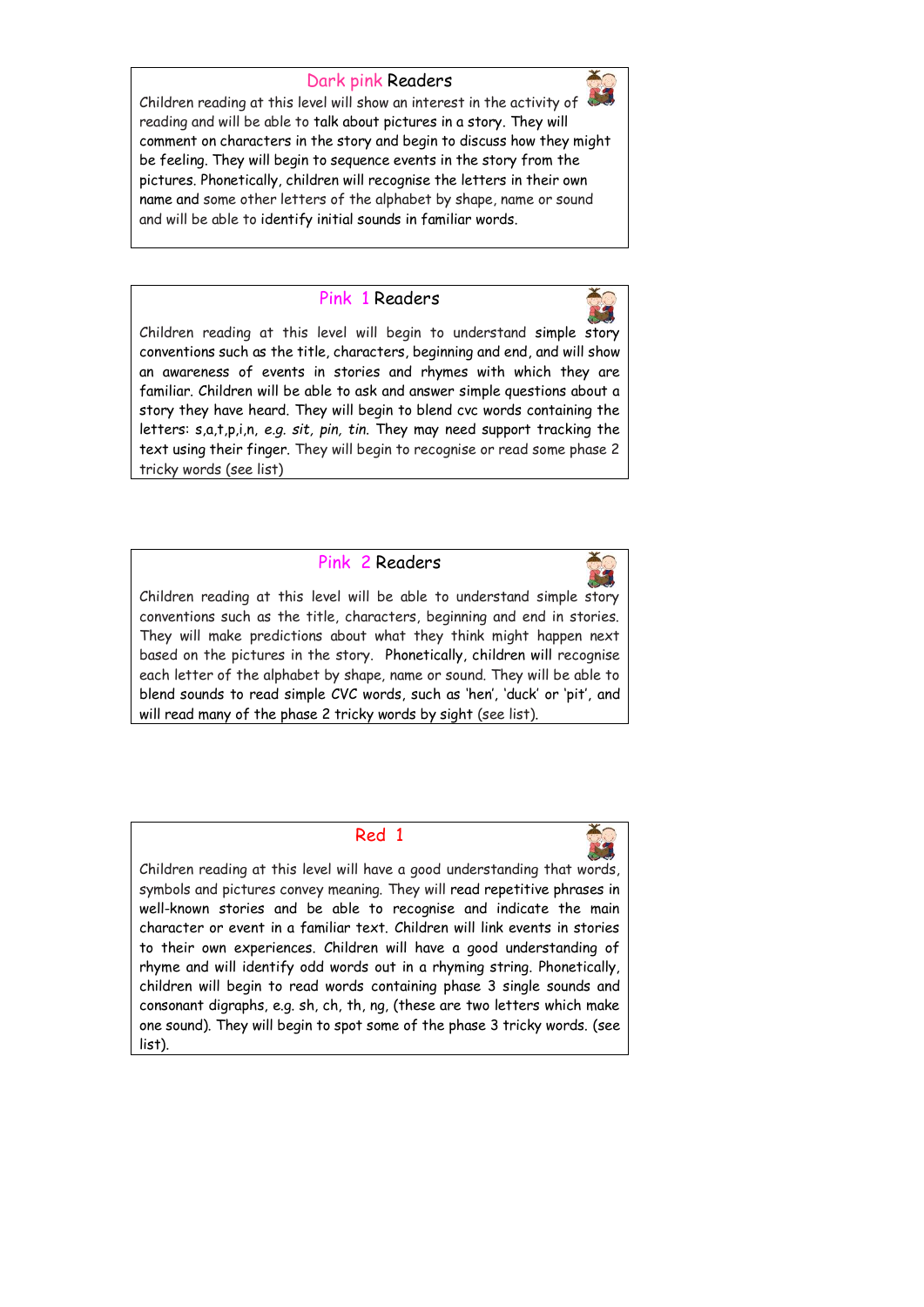## Dark pink Readers

Children reading at this level will show an interest in the activity of reading and will be able to talk about pictures in a story. They will comment on characters in the story and begin to discuss how they might be feeling. They will begin to sequence events in the story from the pictures. Phonetically, children will recognise the letters in their own name and some other letters of the alphabet by shape, name or sound and will be able to identify initial sounds in familiar words.

## Pink 1 Readers

Children reading at this level will begin to understand simple story conventions such as the title, characters, beginning and end, and will show an awareness of events in stories and rhymes with which they are familiar. Children will be able to ask and answer simple questions about a story they have heard. They will begin to blend cvc words containing the letters: s,a,t,p,i,n, *e.g. sit, pin, tin.* They may need support tracking the text using their finger. They will begin to recognise or read some phase 2 tricky words (see list)

## Pink 2 Readers

Children reading at this level will be able to understand simple story conventions such as the title, characters, beginning and end in stories. They will make predictions about what they think might happen next based on the pictures in the story. Phonetically, children will recognise each letter of the alphabet by shape, name or sound. They will be able to blend sounds to read simple CVC words, such as 'hen', 'duck' or 'pit', and will read many of the phase 2 tricky words by sight (see list).

## Red 1

Children reading at this level will have a good understanding that words, symbols and pictures convey meaning. They will read repetitive phrases in well-known stories and be able to recognise and indicate the main character or event in a familiar text. Children will link events in stories to their own experiences. Children will have a good understanding of rhyme and will identify odd words out in a rhyming string. Phonetically, children will begin to read words containing phase 3 single sounds and consonant digraphs, e.g. sh, ch, th, ng, (these are two letters which make one sound). They will begin to spot some of the phase 3 tricky words. (see list).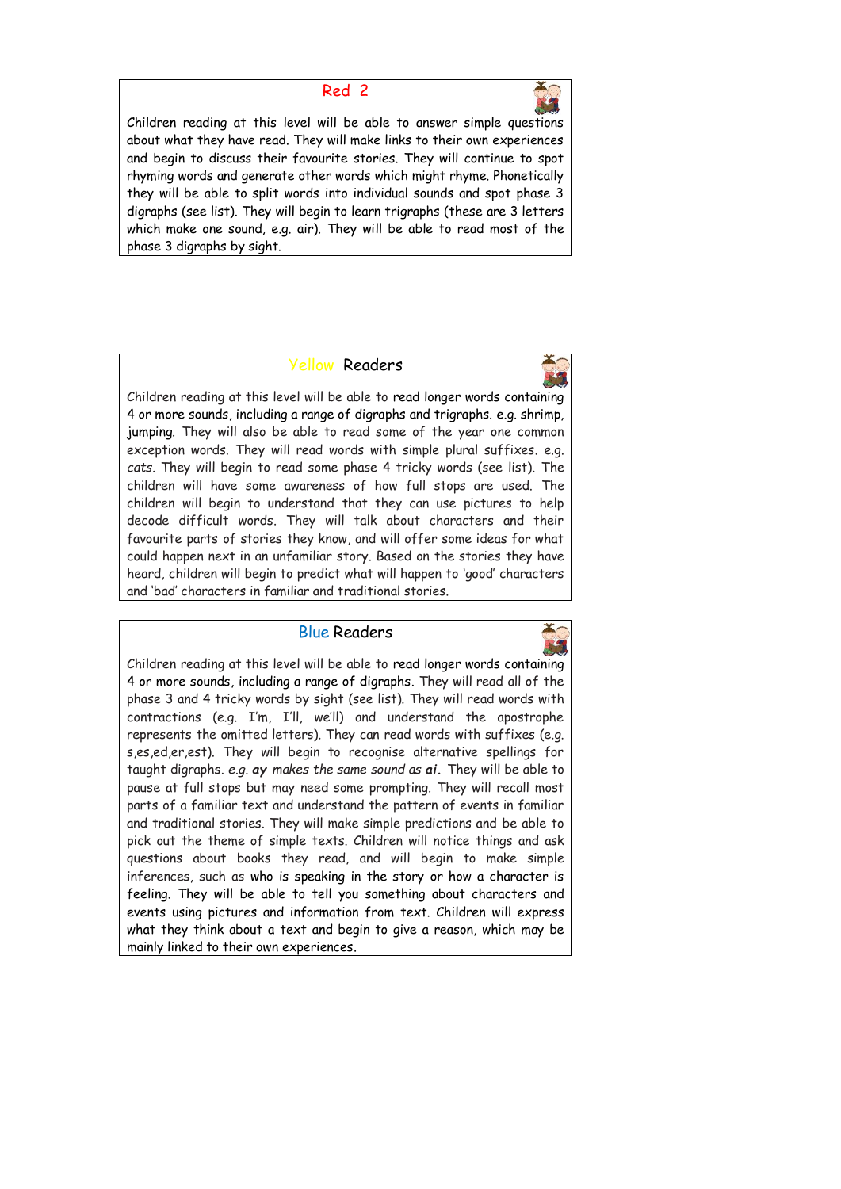## Red 2

Children reading at this level will be able to answer simple questions about what they have read. They will make links to their own experiences and begin to discuss their favourite stories. They will continue to spot rhyming words and generate other words which might rhyme. Phonetically they will be able to split words into individual sounds and spot phase 3 digraphs (see list). They will begin to learn trigraphs (these are 3 letters which make one sound, e.g. air). They will be able to read most of the phase 3 digraphs by sight.

## Yellow Readers

Children reading at this level will be able to read longer words containing 4 or more sounds, including a range of digraphs and trigraphs. e.g. shrimp, jumping. They will also be able to read some of the year one common exception words. They will read words with simple plural suffixes. e.g. *cats*. They will begin to read some phase 4 tricky words (see list). The children will have some awareness of how full stops are used. The children will begin to understand that they can use pictures to help decode difficult words. They will talk about characters and their favourite parts of stories they know, and will offer some ideas for what could happen next in an unfamiliar story. Based on the stories they have heard, children will begin to predict what will happen to 'good' characters and 'bad' characters in familiar and traditional stories.

## Blue Readers

Children reading at this level will be able to read longer words containing 4 or more sounds, including a range of digraphs. They will read all of the phase 3 and 4 tricky words by sight (see list). They will read words with contractions (e.g. I'm, I'll, we'll) and understand the apostrophe represents the omitted letters). They can read words with suffixes (e.g. s,es,ed,er,est). They will begin to recognise alternative spellings for taught digraphs. *e.g.* ***ay*** *makes the same sound as* ***ai*****.** They will be able to pause at full stops but may need some prompting. They will recall most parts of a familiar text and understand the pattern of events in familiar and traditional stories. They will make simple predictions and be able to pick out the theme of simple texts. Children will notice things and ask questions about books they read, and will begin to make simple inferences, such as who is speaking in the story or how a character is feeling. They will be able to tell you something about characters and events using pictures and information from text. Children will express what they think about a text and begin to give a reason, which may be mainly linked to their own experiences.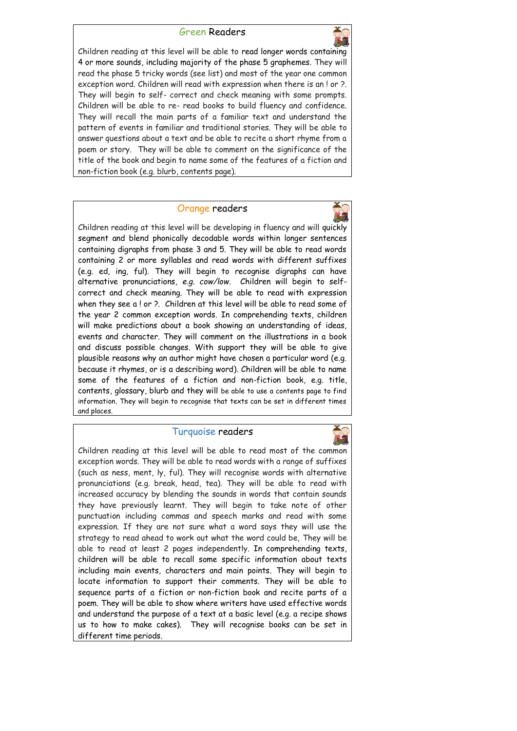## Green Readers

Children reading at this level will be able to read longer words containing 4 or more sounds, including majority of the phase 5 graphemes. They will read the phase 5 tricky words (see list) and most of the year one common exception word. Children will read with expression when there is an ! or ?. They will begin to self- correct and check meaning with some prompts. Children will be able to re- read books to build fluency and confidence. They will recall the main parts of a familiar text and understand the pattern of events in familiar and traditional stories. They will be able to answer questions about a text and be able to recite a short rhyme from a poem or story. They will be able to comment on the significance of the title of the book and begin to name some of the features of a fiction and non-fiction book (e.g. blurb, contents page).

## Orange readers

Children reading at this level will be developing in fluency and will quickly segment and blend phonically decodable words within longer sentences containing digraphs from phase 3 and 5. They will be able to read words containing 2 or more syllables and read words with different suffixes (e.g. ed, ing, ful). They will begin to recognise digraphs can have alternative pronunciations, *e.g. cow/low.* Children will begin to self-correct and check meaning. They will be able to read with expression when they see a ! or ?. Children at this level will be able to read some of the year 2 common exception words. In comprehending texts, children will make predictions about a book showing an understanding of ideas, events and character. They will comment on the illustrations in a book and discuss possible changes. With support they will be able to give plausible reasons why an author might have chosen a particular word (e.g. because it rhymes, or is a describing word). Children will be able to name some of the features of a fiction and non-fiction book, e.g. title, contents, glossary, blurb and they will be able to use a contents page to find information. They will begin to recognise that texts can be set in different times and places.

## Turquoise readers

Children reading at this level will be able to read most of the common exception words. They will be able to read words with a range of suffixes (such as ness, ment, ly, ful). They will recognise words with alternative pronunciations (e.g. break, head, tea). They will be able to read with increased accuracy by blending the sounds in words that contain sounds they have previously learnt. They will begin to take note of other punctuation including commas and speech marks and read with some expression. If they are not sure what a word says they will use the strategy to read ahead to work out what the word could be, They will be able to read at least 2 pages independently. In comprehending texts, children will be able to recall some specific information about texts including main events, characters and main points. They will begin to locate information to support their comments. They will be able to sequence parts of a fiction or non-fiction book and recite parts of a poem. They will be able to show where writers have used effective words and understand the purpose of a text at a basic level (e.g. a recipe shows us to how to make cakes). They will recognise books can be set in different time periods.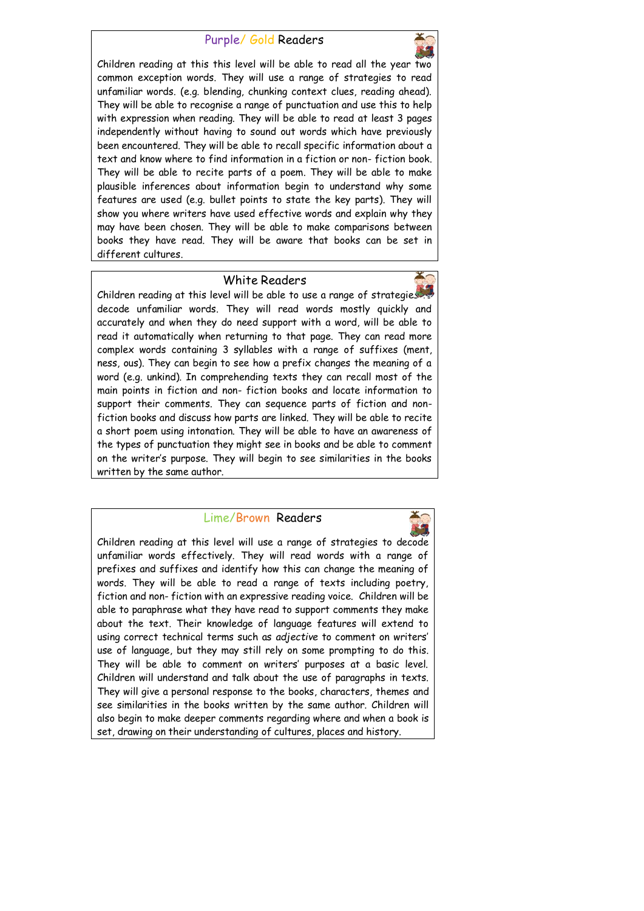## Purple/ Gold Readers

Children reading at this this level will be able to read all the year two common exception words. They will use a range of strategies to read unfamiliar words. (e.g. blending, chunking context clues, reading ahead). They will be able to recognise a range of punctuation and use this to help with expression when reading. They will be able to read at least 3 pages independently without having to sound out words which have previously been encountered. They will be able to recall specific information about a text and know where to find information in a fiction or non- fiction book. They will be able to recite parts of a poem. They will be able to make plausible inferences about information begin to understand why some features are used (e.g. bullet points to state the key parts). They will show you where writers have used effective words and explain why they may have been chosen. They will be able to make comparisons between books they have read. They will be aware that books can be set in different cultures.

## White Readers

Children reading at this level will be able to use a range of strategies to decode unfamiliar words. They will read words mostly quickly and accurately and when they do need support with a word, will be able to read it automatically when returning to that page. They can read more complex words containing 3 syllables with a range of suffixes (ment, ness, ous). They can begin to see how a prefix changes the meaning of a word (e.g. unkind). In comprehending texts they can recall most of the main points in fiction and non- fiction books and locate information to support their comments. They can sequence parts of fiction and non-fiction books and discuss how parts are linked. They will be able to recite a short poem using intonation. They will be able to have an awareness of the types of punctuation they might see in books and be able to comment on the writer's purpose. They will begin to see similarities in the books written by the same author.

## Lime/Brown Readers

Children reading at this level will use a range of strategies to decode unfamiliar words effectively. They will read words with a range of prefixes and suffixes and identify how this can change the meaning of words. They will be able to read a range of texts including poetry, fiction and non- fiction with an expressive reading voice. Children will be able to paraphrase what they have read to support comments they make about the text. Their knowledge of language features will extend to using correct technical terms such as *adjective* to comment on writers' use of language, but they may still rely on some prompting to do this. They will be able to comment on writers' purposes at a basic level. Children will understand and talk about the use of paragraphs in texts. They will give a personal response to the books, characters, themes and see similarities in the books written by the same author. Children will also begin to make deeper comments regarding where and when a book is set, drawing on their understanding of cultures, places and history.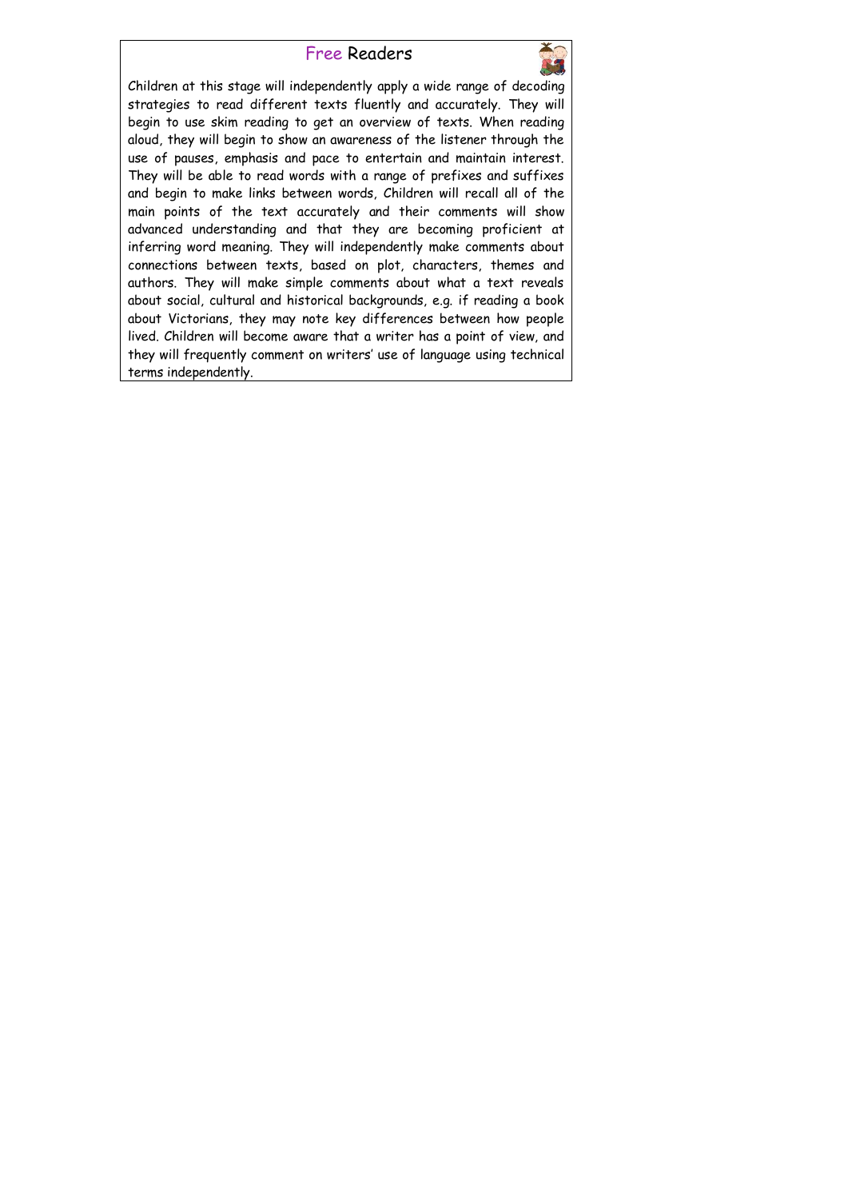## Free Readers

Children at this stage will independently apply a wide range of decoding strategies to read different texts fluently and accurately. They will begin to use skim reading to get an overview of texts. When reading aloud, they will begin to show an awareness of the listener through the use of pauses, emphasis and pace to entertain and maintain interest. They will be able to read words with a range of prefixes and suffixes and begin to make links between words, Children will recall all of the main points of the text accurately and their comments will show advanced understanding and that they are becoming proficient at inferring word meaning. They will independently make comments about connections between texts, based on plot, characters, themes and authors. They will make simple comments about what a text reveals about social, cultural and historical backgrounds, e.g. if reading a book about Victorians, they may note key differences between how people lived. Children will become aware that a writer has a point of view, and they will frequently comment on writers' use of language using technical terms independently.